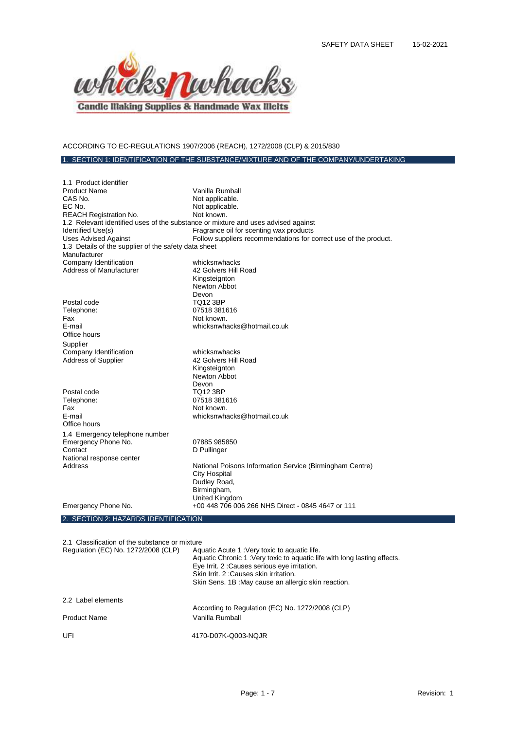ACCORDING TO EC-REGULATIONS 1907/2006 (REACH), 1272/2008 (CLP) & 2015/830

## 1. SECTION 1: IDENTIFICATION OF THE SUBSTANCE/MIXTURE AND OF THE COMPANY/UNDERTAKING

1.1 Product identifier

| | |
|---|---|
| Product Name | Vanilla Rumball |
| CAS No. | Not applicable. |
| EC No. | Not applicable. |
| REACH Registration No. | Not known. |

1.2 Relevant identified uses of the substance or mixture and uses advised against

| | |
|---|---|
| Identified Use(s) | Fragrance oil for scenting wax products |
| Uses Advised Against | Follow suppliers recommendations for correct use of the product. |

1.3 Details of the supplier of the safety data sheet

Manufacturer

| | |
|---|---|
| Company Identification | whicksnwhacks |
| Address of Manufacturer | 42 Golvers Hill Road<br>Kingsteignton<br>Newton Abbot<br>Devon |
| Postal code | TQ12 3BP |
| Telephone: | 07518 381616 |
| Fax | Not known. |
| E-mail | whicksnwhacks@hotmail.co.uk |
| Office hours | |

Supplier

| | |
|---|---|
| Company Identification | whicksnwhacks |
| Address of Supplier | 42 Golvers Hill Road<br>Kingsteignton<br>Newton Abbot<br>Devon |
| Postal code | TQ12 3BP |
| Telephone: | 07518 381616 |
| Fax | Not known. |
| E-mail | whicksnwhacks@hotmail.co.uk |
| Office hours | |

1.4 Emergency telephone number

| | |
|---|---|
| Emergency Phone No. | 07885 985850 |
| Contact | D Pullinger |
| National response center | |
| Address | National Poisons Information Service (Birmingham Centre)<br>City Hospital<br>Dudley Road,<br>Birmingham,<br>United Kingdom |
| Emergency Phone No. | +00 448 706 006 266 NHS Direct - 0845 4647 or 111 |

## 2. SECTION 2: HAZARDS IDENTIFICATION

2.1 Classification of the substance or mixture

| | |
|---|---|
| Regulation (EC) No. 1272/2008 (CLP) | Aquatic Acute 1 :Very toxic to aquatic life.<br>Aquatic Chronic 1 :Very toxic to aquatic life with long lasting effects.<br>Eye Irrit. 2 :Causes serious eye irritation.<br>Skin Irrit. 2 :Causes skin irritation.<br>Skin Sens. 1B :May cause an allergic skin reaction. |

2.2 Label elements

According to Regulation (EC) No. 1272/2008 (CLP)

| | |
|---|---|
| Product Name | Vanilla Rumball |
| UFI | 4170-D07K-Q003-NQJR |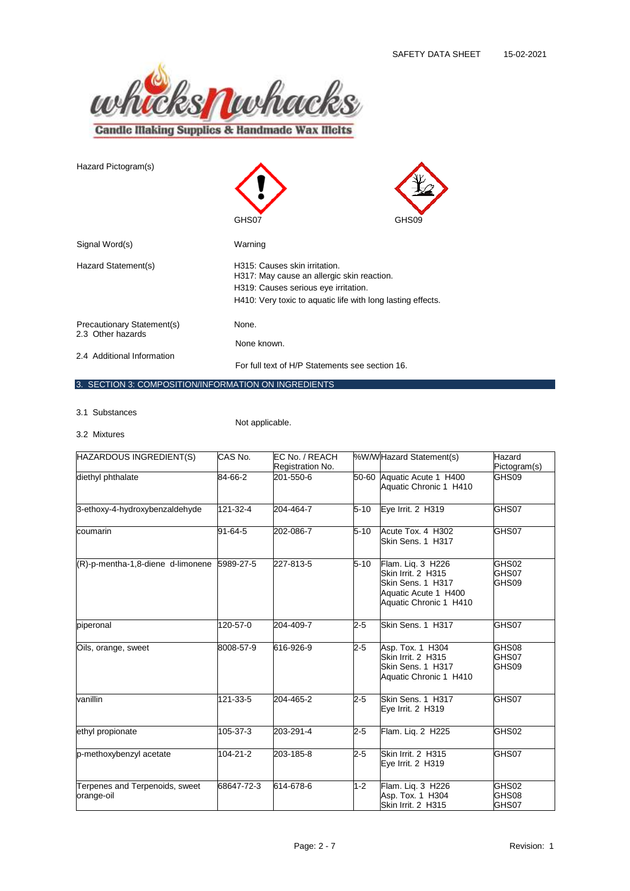Hazard Pictogram(s)

GHS07 GHS09

Signal Word(s) Warning

Hazard Statement(s)
H315: Causes skin irritation.
H317: May cause an allergic skin reaction.
H319: Causes serious eye irritation.
H410: Very toxic to aquatic life with long lasting effects.

Precautionary Statement(s) None.

2.3 Other hazards

None known.

2.4 Additional Information

For full text of H/P Statements see section 16.

## 3. SECTION 3: COMPOSITION/INFORMATION ON INGREDIENTS

3.1 Substances

Not applicable.

3.2 Mixtures

| HAZARDOUS INGREDIENT(S) | CAS No. | EC No. / REACH Registration No. | %W/W | Hazard Statement(s) | Hazard Pictogram(s) |
|---|---|---|---|---|---|
| diethyl phthalate | 84-66-2 | 201-550-6 | 50-60 | Aquatic Acute 1 H400<br>Aquatic Chronic 1 H410 | GHS09 |
| 3-ethoxy-4-hydroxybenzaldehyde | 121-32-4 | 204-464-7 | 5-10 | Eye Irrit. 2 H319 | GHS07 |
| coumarin | 91-64-5 | 202-086-7 | 5-10 | Acute Tox. 4 H302<br>Skin Sens. 1 H317 | GHS07 |
| (R)-p-mentha-1,8-diene d-limonene | 5989-27-5 | 227-813-5 | 5-10 | Flam. Liq. 3 H226<br>Skin Irrit. 2 H315<br>Skin Sens. 1 H317<br>Aquatic Acute 1 H400<br>Aquatic Chronic 1 H410 | GHS02<br>GHS07<br>GHS09 |
| piperonal | 120-57-0 | 204-409-7 | 2-5 | Skin Sens. 1 H317 | GHS07 |
| Oils, orange, sweet | 8008-57-9 | 616-926-9 | 2-5 | Asp. Tox. 1 H304<br>Skin Irrit. 2 H315<br>Skin Sens. 1 H317<br>Aquatic Chronic 1 H410 | GHS08<br>GHS07<br>GHS09 |
| vanillin | 121-33-5 | 204-465-2 | 2-5 | Skin Sens. 1 H317<br>Eye Irrit. 2 H319 | GHS07 |
| ethyl propionate | 105-37-3 | 203-291-4 | 2-5 | Flam. Liq. 2 H225 | GHS02 |
| p-methoxybenzyl acetate | 104-21-2 | 203-185-8 | 2-5 | Skin Irrit. 2 H315<br>Eye Irrit. 2 H319 | GHS07 |
| Terpenes and Terpenoids, sweet orange-oil | 68647-72-3 | 614-678-6 | 1-2 | Flam. Liq. 3 H226<br>Asp. Tox. 1 H304<br>Skin Irrit. 2 H315 | GHS02<br>GHS08<br>GHS07 |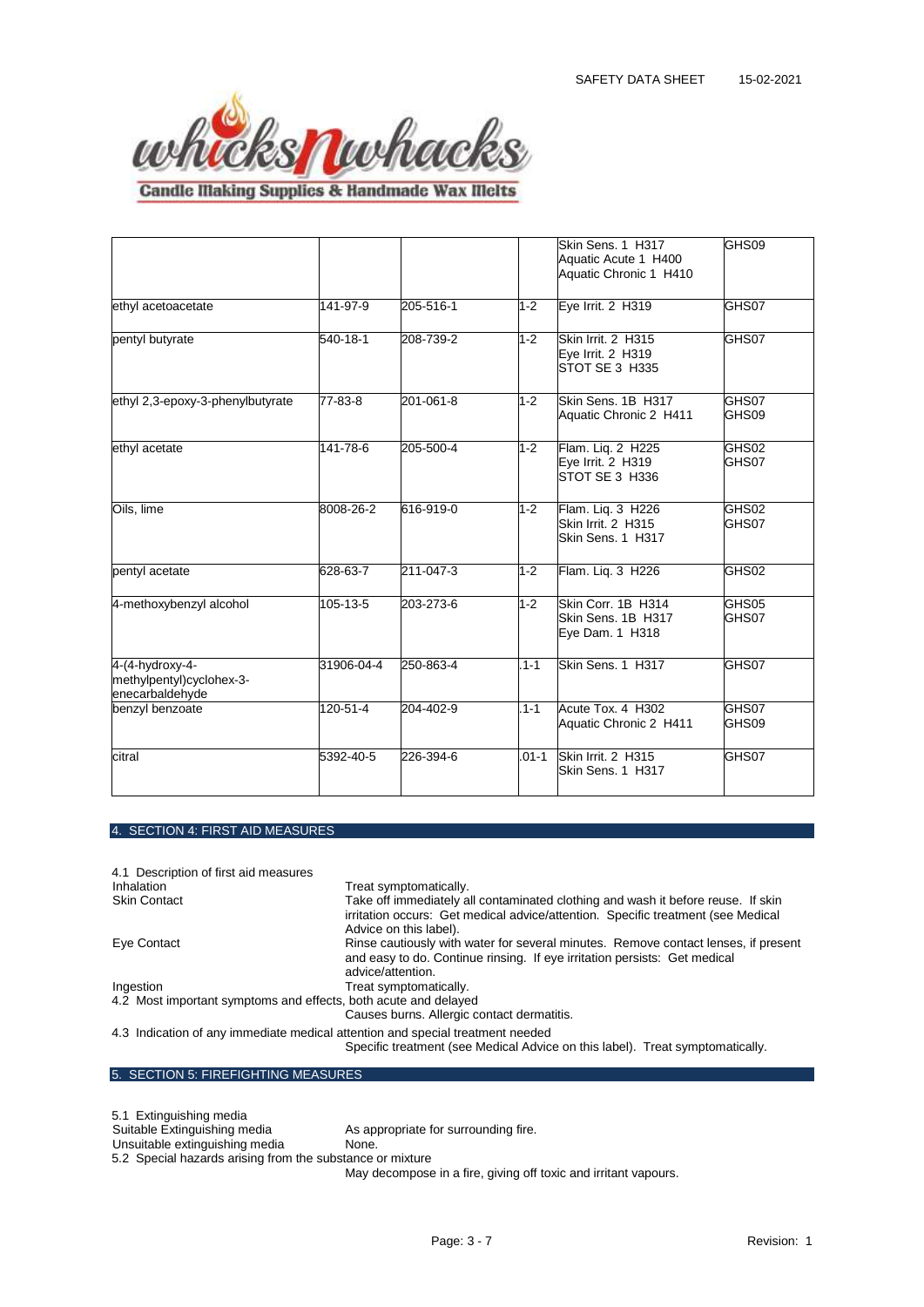| | | | | | |
|---|---|---|---|---|---|
| | | | | Skin Sens. 1 H317<br>Aquatic Acute 1 H400<br>Aquatic Chronic 1 H410 | GHS09 |
| ethyl acetoacetate | 141-97-9 | 205-516-1 | 1-2 | Eye Irrit. 2 H319 | GHS07 |
| pentyl butyrate | 540-18-1 | 208-739-2 | 1-2 | Skin Irrit. 2 H315<br>Eye Irrit. 2 H319<br>STOT SE 3 H335 | GHS07 |
| ethyl 2,3-epoxy-3-phenylbutyrate | 77-83-8 | 201-061-8 | 1-2 | Skin Sens. 1B H317<br>Aquatic Chronic 2 H411 | GHS07<br>GHS09 |
| ethyl acetate | 141-78-6 | 205-500-4 | 1-2 | Flam. Liq. 2 H225<br>Eye Irrit. 2 H319<br>STOT SE 3 H336 | GHS02<br>GHS07 |
| Oils, lime | 8008-26-2 | 616-919-0 | 1-2 | Flam. Liq. 3 H226<br>Skin Irrit. 2 H315<br>Skin Sens. 1 H317 | GHS02<br>GHS07 |
| pentyl acetate | 628-63-7 | 211-047-3 | 1-2 | Flam. Liq. 3 H226 | GHS02 |
| 4-methoxybenzyl alcohol | 105-13-5 | 203-273-6 | 1-2 | Skin Corr. 1B H314<br>Skin Sens. 1B H317<br>Eye Dam. 1 H318 | GHS05<br>GHS07 |
| 4-(4-hydroxy-4-methylpentyl)cyclohex-3-enecarbaldehyde | 31906-04-4 | 250-863-4 | .1-1 | Skin Sens. 1 H317 | GHS07 |
| benzyl benzoate | 120-51-4 | 204-402-9 | .1-1 | Acute Tox. 4 H302<br>Aquatic Chronic 2 H411 | GHS07<br>GHS09 |
| citral | 5392-40-5 | 226-394-6 | .01-1 | Skin Irrit. 2 H315<br>Skin Sens. 1 H317 | GHS07 |

## 4. SECTION 4: FIRST AID MEASURES

4.1 Description of first aid measures

| | |
|---|---|
| Inhalation | Treat symptomatically. |
| Skin Contact | Take off immediately all contaminated clothing and wash it before reuse. If skin irritation occurs: Get medical advice/attention. Specific treatment (see Medical Advice on this label). |
| Eye Contact | Rinse cautiously with water for several minutes. Remove contact lenses, if present and easy to do. Continue rinsing. If eye irritation persists: Get medical advice/attention. |
| Ingestion | Treat symptomatically. |

4.2 Most important symptoms and effects, both acute and delayed

Causes burns. Allergic contact dermatitis.

4.3 Indication of any immediate medical attention and special treatment needed

Specific treatment (see Medical Advice on this label). Treat symptomatically.

## 5. SECTION 5: FIREFIGHTING MEASURES

5.1 Extinguishing media

| | |
|---|---|
| Suitable Extinguishing media | As appropriate for surrounding fire. |
| Unsuitable extinguishing media | None. |

5.2 Special hazards arising from the substance or mixture

May decompose in a fire, giving off toxic and irritant vapours.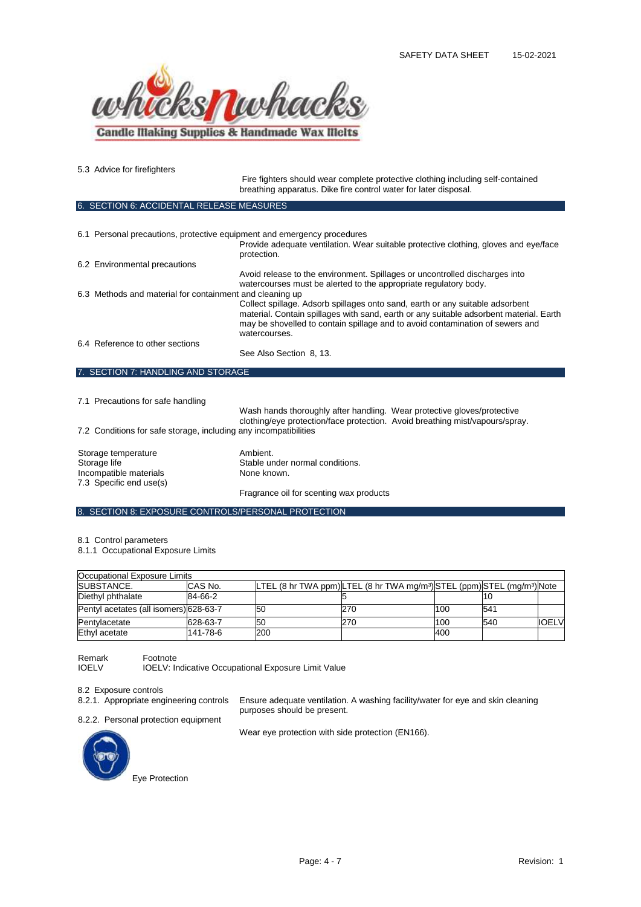5.3 Advice for firefighters

Fire fighters should wear complete protective clothing including self-contained breathing apparatus. Dike fire control water for later disposal.

## 6. SECTION 6: ACCIDENTAL RELEASE MEASURES

6.1 Personal precautions, protective equipment and emergency procedures

Provide adequate ventilation. Wear suitable protective clothing, gloves and eye/face protection.

6.2 Environmental precautions

Avoid release to the environment. Spillages or uncontrolled discharges into watercourses must be alerted to the appropriate regulatory body.

6.3 Methods and material for containment and cleaning up

Collect spillage. Adsorb spillages onto sand, earth or any suitable adsorbent material. Contain spillages with sand, earth or any suitable adsorbent material. Earth may be shovelled to contain spillage and to avoid contamination of sewers and watercourses.

6.4 Reference to other sections

See Also Section 8, 13.

## 7. SECTION 7: HANDLING AND STORAGE

7.1 Precautions for safe handling

Wash hands thoroughly after handling. Wear protective gloves/protective clothing/eye protection/face protection. Avoid breathing mist/vapours/spray.

7.2 Conditions for safe storage, including any incompatibilities

Storage temperature: Ambient.
Storage life: Stable under normal conditions.
Incompatible materials: None known.

7.3 Specific end use(s)

Fragrance oil for scenting wax products

## 8. SECTION 8: EXPOSURE CONTROLS/PERSONAL PROTECTION

8.1 Control parameters

8.1.1 Occupational Exposure Limits

| Occupational Exposure Limits | | | | | | |
|---|---|---|---|---|---|---|
| SUBSTANCE. | CAS No. | LTEL (8 hr TWA ppm) | LTEL (8 hr TWA mg/m³) | STEL (ppm) | STEL (mg/m³) | Note |
| Diethyl phthalate | 84-66-2 | | 5 | | 10 | |
| Pentyl acetates (all isomers) | 628-63-7 | 50 | 270 | 100 | 541 | |
| Pentylacetate | 628-63-7 | 50 | 270 | 100 | 540 | IOELV |
| Ethyl acetate | 141-78-6 | 200 | | 400 | | |

| Remark | Footnote |
|---|---|
| IOELV | IOELV: Indicative Occupational Exposure Limit Value |

8.2 Exposure controls

8.2.1. Appropriate engineering controls: Ensure adequate ventilation. A washing facility/water for eye and skin cleaning purposes should be present.

8.2.2. Personal protection equipment

Wear eye protection with side protection (EN166).

Eye Protection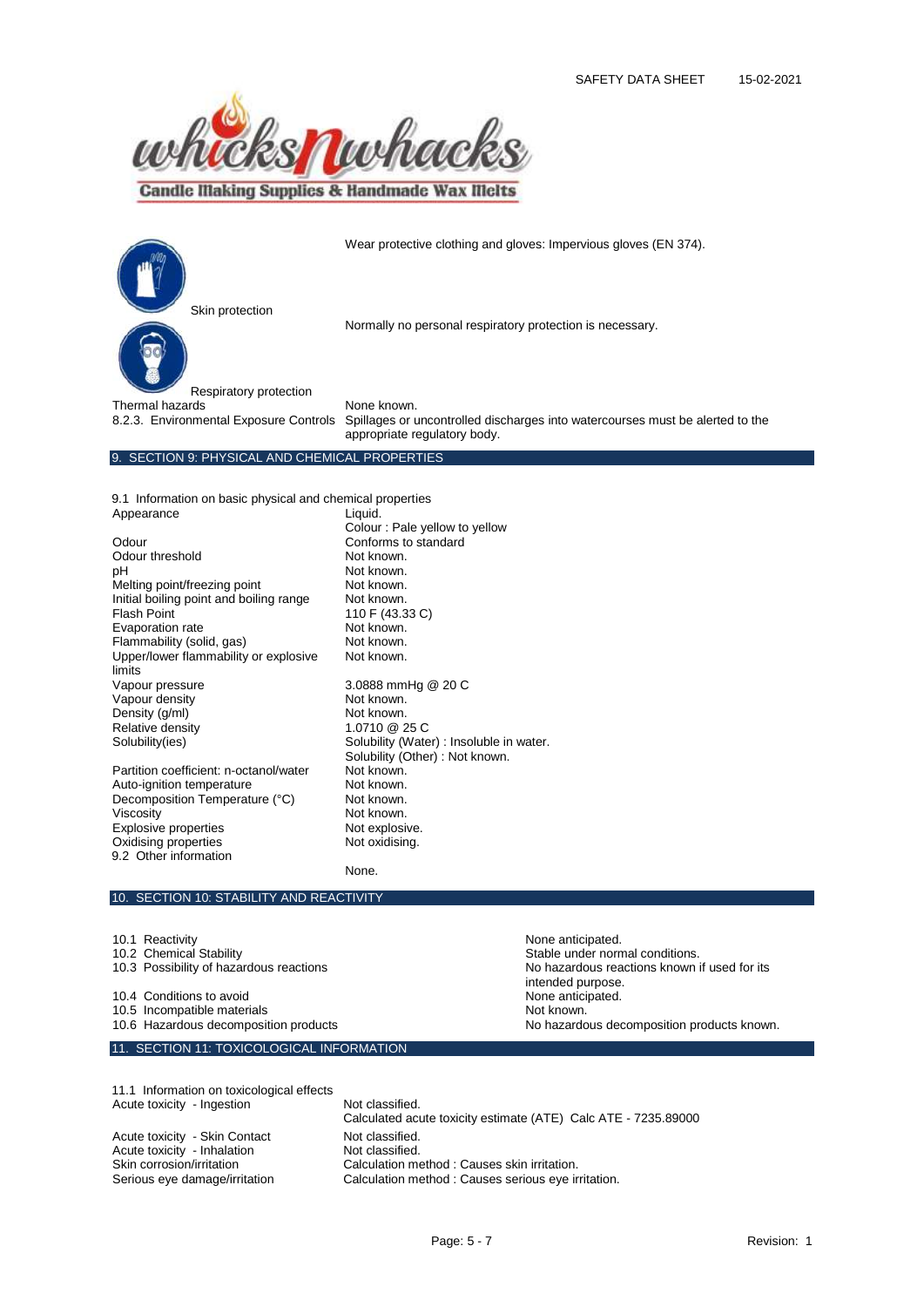| | |
|---|---|
| Skin protection | Wear protective clothing and gloves: Impervious gloves (EN 374). |
| Respiratory protection | Normally no personal respiratory protection is necessary. |
| Thermal hazards | None known. |
| 8.2.3. Environmental Exposure Controls | Spillages or uncontrolled discharges into watercourses must be alerted to the appropriate regulatory body. |

## 9. SECTION 9: PHYSICAL AND CHEMICAL PROPERTIES

9.1 Information on basic physical and chemical properties

| | |
|---|---|
| Appearance | Liquid.<br>Colour : Pale yellow to yellow |
| Odour | Conforms to standard |
| Odour threshold | Not known. |
| pH | Not known. |
| Melting point/freezing point | Not known. |
| Initial boiling point and boiling range | Not known. |
| Flash Point | 110 F (43.33 C) |
| Evaporation rate | Not known. |
| Flammability (solid, gas) | Not known. |
| Upper/lower flammability or explosive limits | Not known. |
| Vapour pressure | 3.0888 mmHg @ 20 C |
| Vapour density | Not known. |
| Density (g/ml) | Not known. |
| Relative density | 1.0710 @ 25 C |
| Solubility(ies) | Solubility (Water) : Insoluble in water.<br>Solubility (Other) : Not known. |
| Partition coefficient: n-octanol/water | Not known. |
| Auto-ignition temperature | Not known. |
| Decomposition Temperature (°C) | Not known. |
| Viscosity | Not known. |
| Explosive properties | Not explosive. |
| Oxidising properties | Not oxidising. |

9.2 Other information

None.

## 10. SECTION 10: STABILITY AND REACTIVITY

| | |
|---|---|
| 10.1 Reactivity | None anticipated. |
| 10.2 Chemical Stability | Stable under normal conditions. |
| 10.3 Possibility of hazardous reactions | No hazardous reactions known if used for its intended purpose. |
| 10.4 Conditions to avoid | None anticipated. |
| 10.5 Incompatible materials | Not known. |
| 10.6 Hazardous decomposition products | No hazardous decomposition products known. |

## 11. SECTION 11: TOXICOLOGICAL INFORMATION

11.1 Information on toxicological effects

| | |
|---|---|
| Acute toxicity - Ingestion | Not classified.<br>Calculated acute toxicity estimate (ATE) Calc ATE - 7235.89000 |
| Acute toxicity - Skin Contact | Not classified. |
| Acute toxicity - Inhalation | Not classified. |
| Skin corrosion/irritation | Calculation method : Causes skin irritation. |
| Serious eye damage/irritation | Calculation method : Causes serious eye irritation. |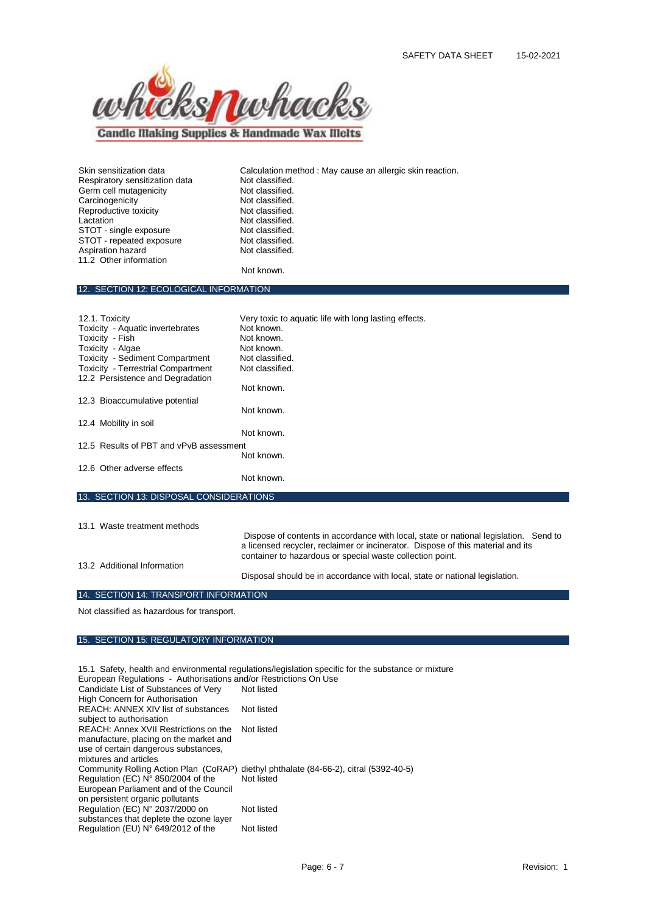| | |
|---|---|
| Skin sensitization data | Calculation method : May cause an allergic skin reaction. |
| Respiratory sensitization data | Not classified. |
| Germ cell mutagenicity | Not classified. |
| Carcinogenicity | Not classified. |
| Reproductive toxicity | Not classified. |
| Lactation | Not classified. |
| STOT - single exposure | Not classified. |
| STOT - repeated exposure | Not classified. |
| Aspiration hazard | Not classified. |
| 11.2 Other information | Not known. |

## 12. SECTION 12: ECOLOGICAL INFORMATION

| | |
|---|---|
| 12.1. Toxicity | Very toxic to aquatic life with long lasting effects. |
| Toxicity - Aquatic invertebrates | Not known. |
| Toxicity - Fish | Not known. |
| Toxicity - Algae | Not known. |
| Toxicity - Sediment Compartment | Not classified. |
| Toxicity - Terrestrial Compartment | Not classified. |
| 12.2 Persistence and Degradation | Not known. |
| 12.3 Bioaccumulative potential | Not known. |
| 12.4 Mobility in soil | Not known. |
| 12.5 Results of PBT and vPvB assessment | Not known. |
| 12.6 Other adverse effects | Not known. |

## 13. SECTION 13: DISPOSAL CONSIDERATIONS

| | |
|---|---|
| 13.1 Waste treatment methods | Dispose of contents in accordance with local, state or national legislation. Send to a licensed recycler, reclaimer or incinerator. Dispose of this material and its container to hazardous or special waste collection point. |
| 13.2 Additional Information | Disposal should be in accordance with local, state or national legislation. |

## 14. SECTION 14: TRANSPORT INFORMATION

Not classified as hazardous for transport.

## 15. SECTION 15: REGULATORY INFORMATION

15.1 Safety, health and environmental regulations/legislation specific for the substance or mixture

European Regulations - Authorisations and/or Restrictions On Use

| | |
|---|---|
| Candidate List of Substances of Very High Concern for Authorisation | Not listed |
| REACH: ANNEX XIV list of substances subject to authorisation | Not listed |
| REACH: Annex XVII Restrictions on the manufacture, placing on the market and use of certain dangerous substances, mixtures and articles | Not listed |
| Community Rolling Action Plan (CoRAP) | diethyl phthalate (84-66-2), citral (5392-40-5) |
| Regulation (EC) N° 850/2004 of the European Parliament and of the Council on persistent organic pollutants | Not listed |
| Regulation (EC) N° 2037/2000 on substances that deplete the ozone layer | Not listed |
| Regulation (EU) N° 649/2012 of the | Not listed |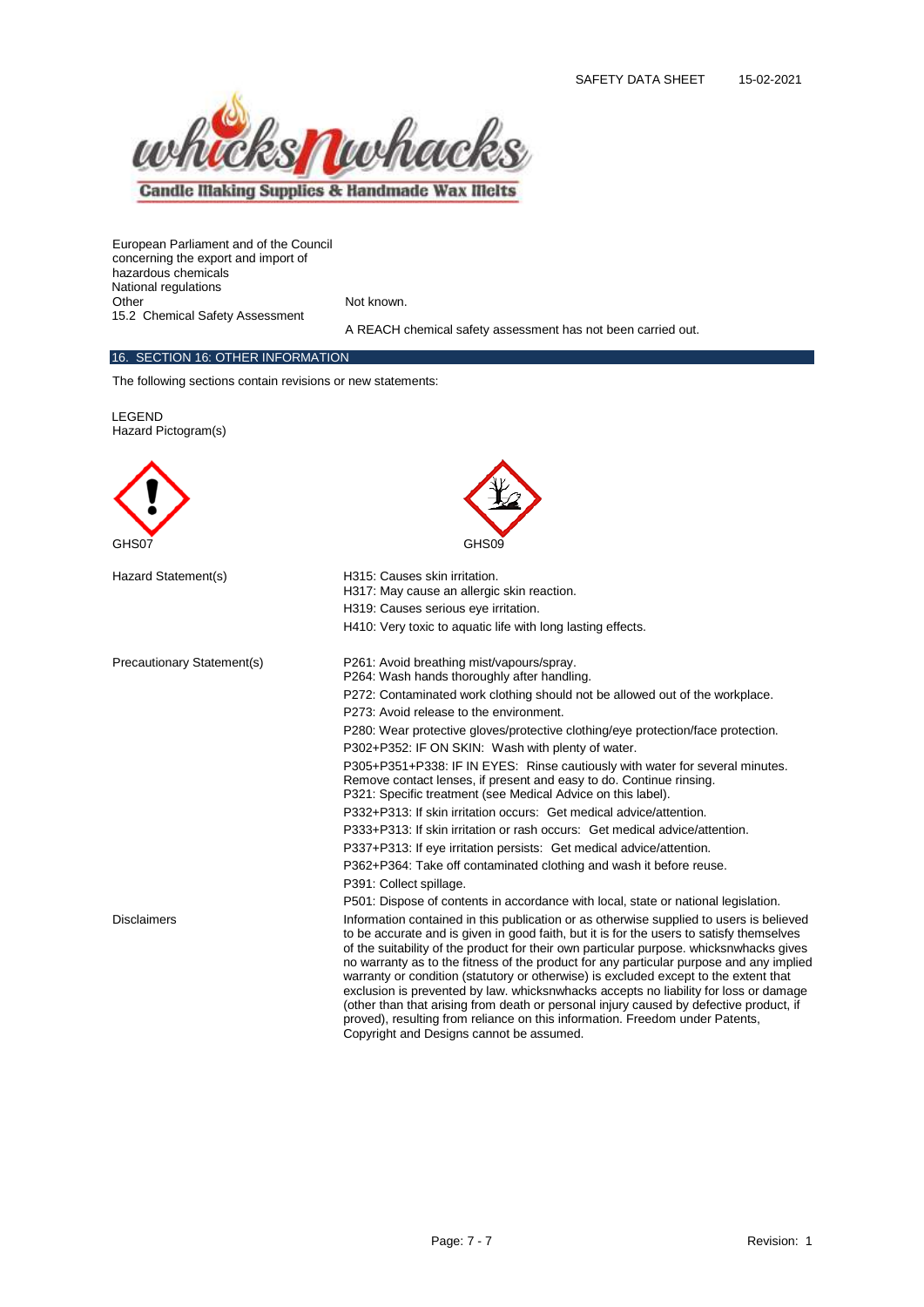| | |
|---|---|
| European Parliament and of the Council concerning the export and import of hazardous chemicals | |
| National regulations | |
| Other | Not known. |
| 15.2 Chemical Safety Assessment | A REACH chemical safety assessment has not been carried out. |

## 16. SECTION 16: OTHER INFORMATION

The following sections contain revisions or new statements:

LEGEND

Hazard Pictogram(s)

GHS07

GHS09

| | |
|---|---|
| Hazard Statement(s) | H315: Causes skin irritation.<br>H317: May cause an allergic skin reaction.<br>H319: Causes serious eye irritation.<br>H410: Very toxic to aquatic life with long lasting effects. |
| Precautionary Statement(s) | P261: Avoid breathing mist/vapours/spray.<br>P264: Wash hands thoroughly after handling.<br>P272: Contaminated work clothing should not be allowed out of the workplace.<br>P273: Avoid release to the environment.<br>P280: Wear protective gloves/protective clothing/eye protection/face protection.<br>P302+P352: IF ON SKIN: Wash with plenty of water.<br>P305+P351+P338: IF IN EYES: Rinse cautiously with water for several minutes. Remove contact lenses, if present and easy to do. Continue rinsing.<br>P321: Specific treatment (see Medical Advice on this label).<br>P332+P313: If skin irritation occurs: Get medical advice/attention.<br>P333+P313: If skin irritation or rash occurs: Get medical advice/attention.<br>P337+P313: If eye irritation persists: Get medical advice/attention.<br>P362+P364: Take off contaminated clothing and wash it before reuse.<br>P391: Collect spillage.<br>P501: Dispose of contents in accordance with local, state or national legislation. |
| Disclaimers | Information contained in this publication or as otherwise supplied to users is believed to be accurate and is given in good faith, but it is for the users to satisfy themselves of the suitability of the product for their own particular purpose. whicksnwhacks gives no warranty as to the fitness of the product for any particular purpose and any implied warranty or condition (statutory or otherwise) is excluded except to the extent that exclusion is prevented by law. whicksnwhacks accepts no liability for loss or damage (other than that arising from death or personal injury caused by defective product, if proved), resulting from reliance on this information. Freedom under Patents, Copyright and Designs cannot be assumed. |